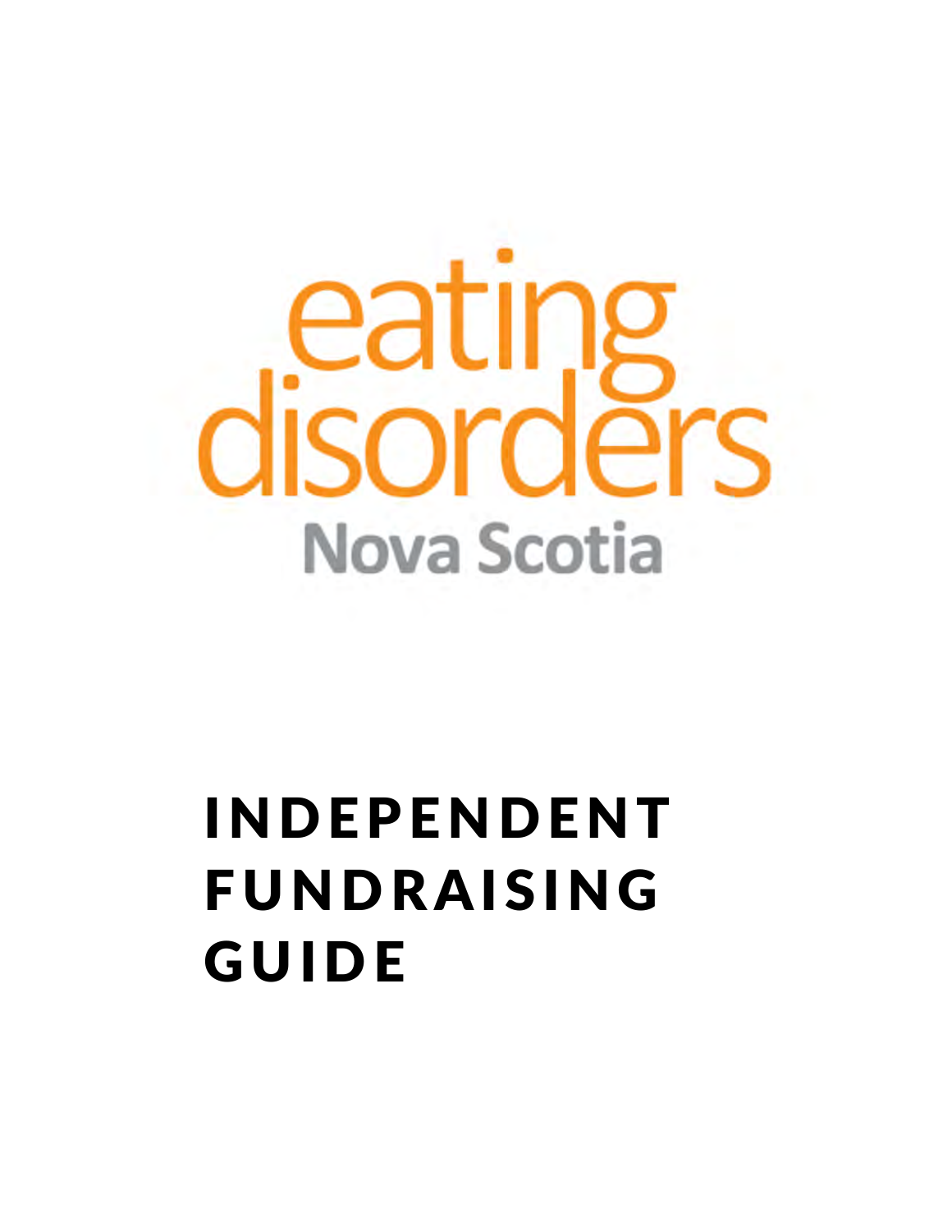eating disorders

Nova Scotia

# INDEPENDENT FUNDRAISING GUIDE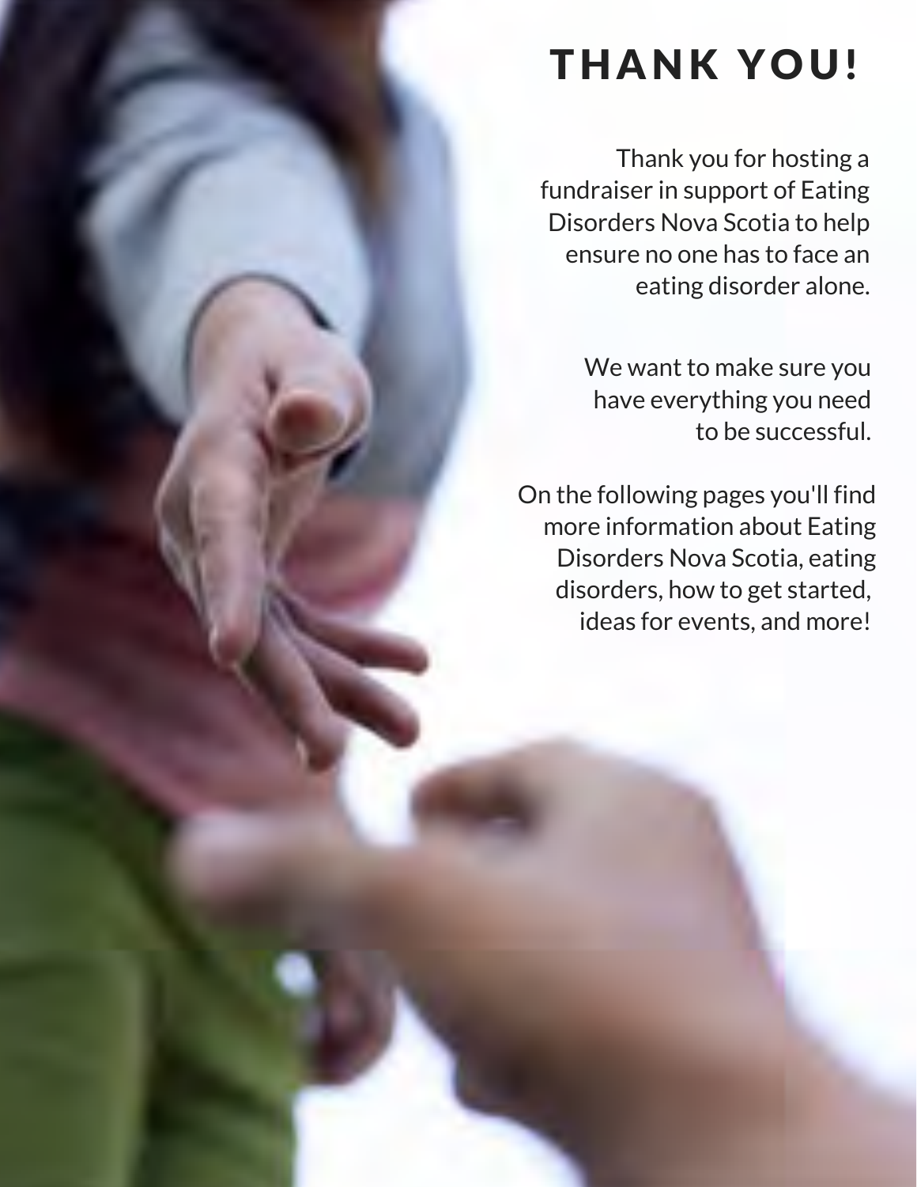# THANK YOU!

Thank you for hosting a fundraiser in support of Eating Disorders Nova Scotia to help ensure no one has to face an eating disorder alone.

We want to make sure you have everything you need to be successful.

On the following pages you'll find more information about Eating Disorders Nova Scotia, eating disorders, how to get started, ideas for events, and more!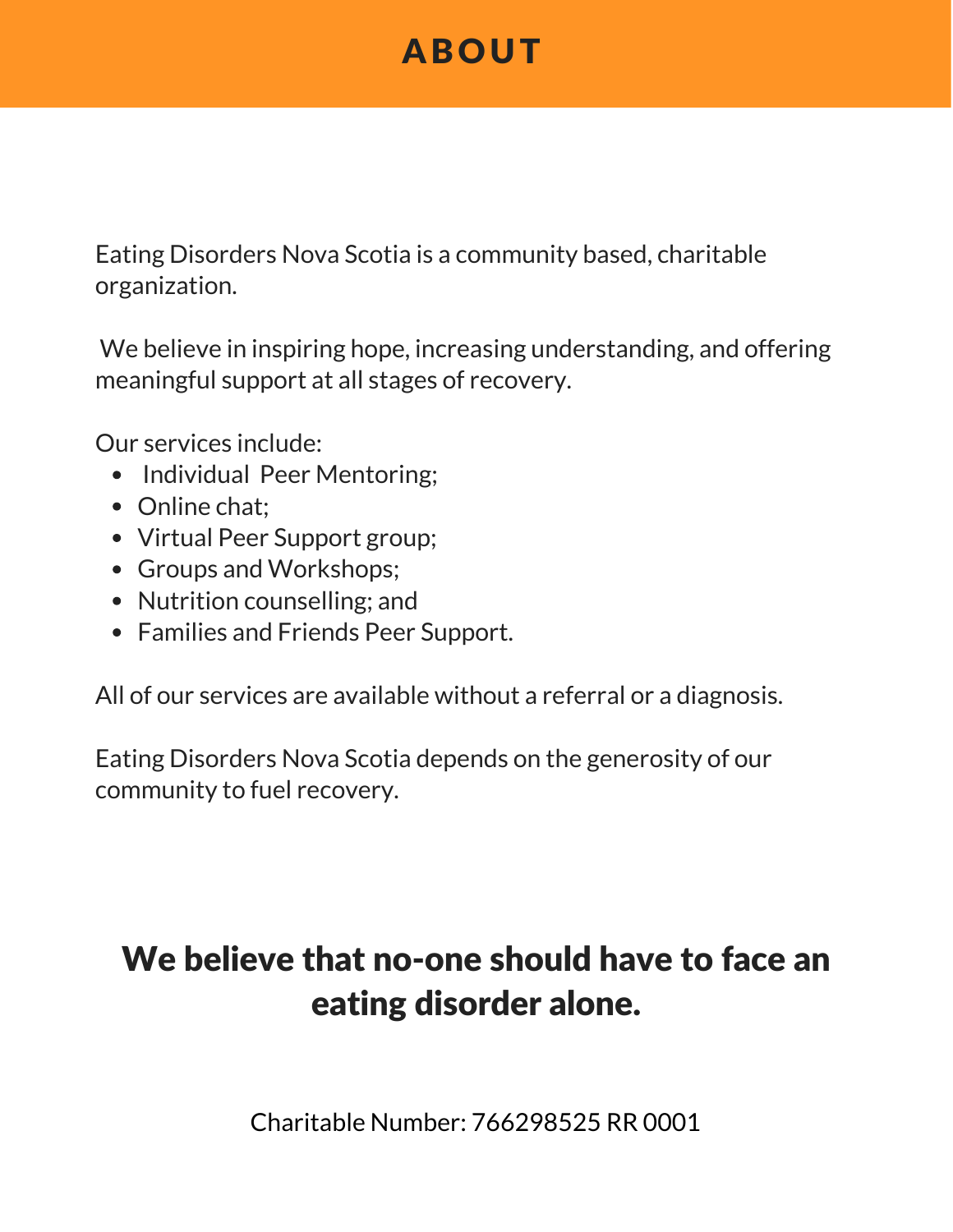# ABOUT

Eating Disorders Nova Scotia is a community based, charitable organization.

We believe in inspiring hope, increasing understanding, and offering meaningful support at all stages of recovery.

Our services include:

- Individual Peer Mentoring;
- Online chat;
- Virtual Peer Support group;
- Groups and Workshops;
- Nutrition counselling; and
- Families and Friends Peer Support.

All of our services are available without a referral or a diagnosis.

Eating Disorders Nova Scotia depends on the generosity of our community to fuel recovery.

## We believe that no-one should have to face an eating disorder alone.

Charitable Number: 766298525 RR 0001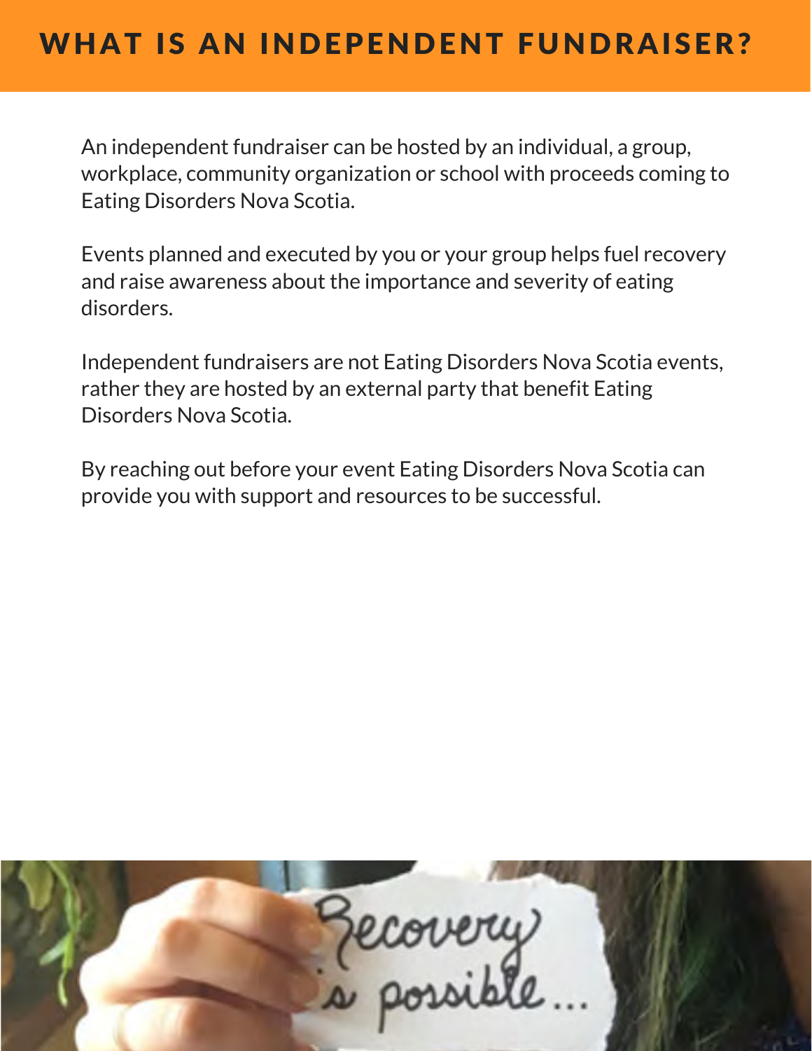# WHAT IS AN INDEPENDENT FUNDRAISER?

An independent fundraiser can be hosted by an individual, a group, workplace, community organization or school with proceeds coming to Eating Disorders Nova Scotia.

Events planned and executed by you or your group helps fuel recovery and raise awareness about the importance and severity of eating disorders.

Independent fundraisers are not Eating Disorders Nova Scotia events, rather they are hosted by an external party that benefit Eating Disorders Nova Scotia.

By reaching out before your event Eating Disorders Nova Scotia can provide you with support and resources to be successful.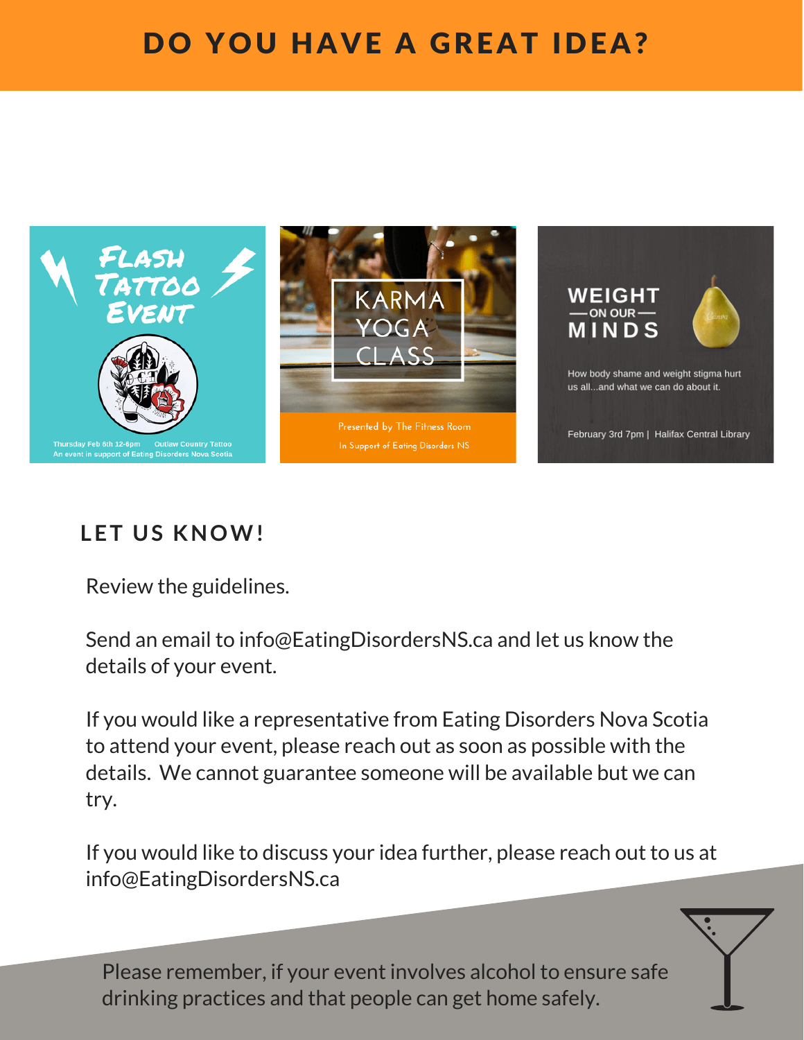# DO YOU HAVE A GREAT IDEA?

FLASH TATTOO EVENT

Thursday Feb 6th 12-6pm Outlaw Country Tattoo
An event in support of Eating Disorders Nova Scotia

KARMA YOGA CLASS

Presented by The Fitness Room
In Support of Eating Disorders NS

WEIGHT — ON OUR — MINDS

How body shame and weight stigma hurt us all...and what we can do about it.

February 3rd 7pm | Halifax Central Library

## LET US KNOW!

Review the guidelines.

Send an email to info@EatingDisordersNS.ca and let us know the details of your event.

If you would like a representative from Eating Disorders Nova Scotia to attend your event, please reach out as soon as possible with the details. We cannot guarantee someone will be available but we can try.

If you would like to discuss your idea further, please reach out to us at info@EatingDisordersNS.ca

Please remember, if your event involves alcohol to ensure safe drinking practices and that people can get home safely.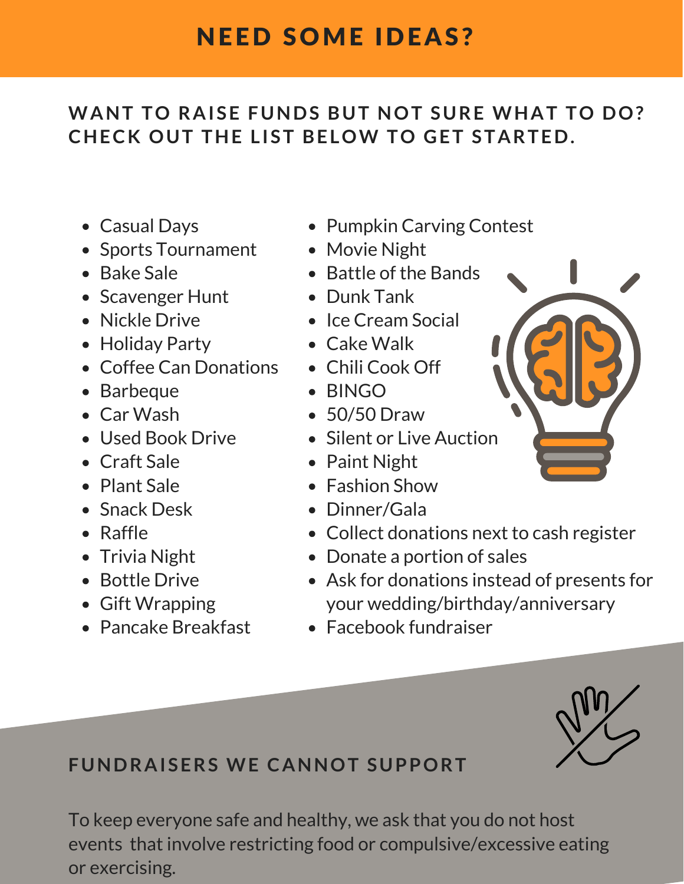# NEED SOME IDEAS?

## WANT TO RAISE FUNDS BUT NOT SURE WHAT TO DO? CHECK OUT THE LIST BELOW TO GET STARTED.

- Casual Days
- Sports Tournament
- Bake Sale
- Scavenger Hunt
- Nickle Drive
- Holiday Party
- Coffee Can Donations
- Barbeque
- Car Wash
- Used Book Drive
- Craft Sale
- Plant Sale
- Snack Desk
- Raffle
- Trivia Night
- Bottle Drive
- Gift Wrapping
- Pancake Breakfast
- Pumpkin Carving Contest
- Movie Night
- Battle of the Bands
- Dunk Tank
- Ice Cream Social
- Cake Walk
- Chili Cook Off
- BINGO
- 50/50 Draw
- Silent or Live Auction
- Paint Night
- Fashion Show
- Dinner/Gala
- Collect donations next to cash register
- Donate a portion of sales
- Ask for donations instead of presents for your wedding/birthday/anniversary
- Facebook fundraiser

## FUNDRAISERS WE CANNOT SUPPORT

To keep everyone safe and healthy, we ask that you do not host events that involve restricting food or compulsive/excessive eating or exercising.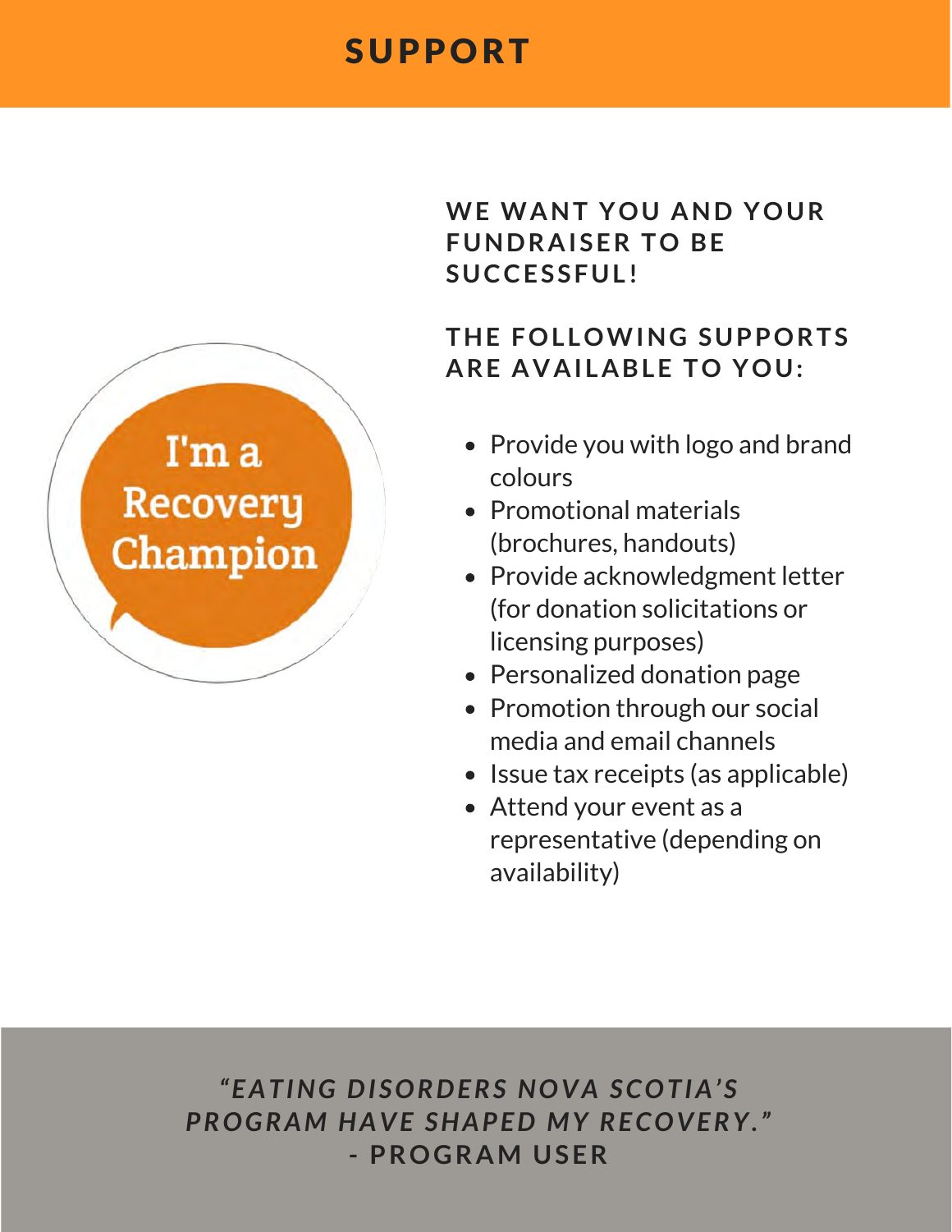# SUPPORT

I'm a Recovery Champion

### WE WANT YOU AND YOUR FUNDRAISER TO BE SUCCESSFUL!

### THE FOLLOWING SUPPORTS ARE AVAILABLE TO YOU:

- Provide you with logo and brand colours
- Promotional materials (brochures, handouts)
- Provide acknowledgment letter (for donation solicitations or licensing purposes)
- Personalized donation page
- Promotion through our social media and email channels
- Issue tax receipts (as applicable)
- Attend your event as a representative (depending on availability)

***"EATING DISORDERS NOVA SCOTIA'S PROGRAM HAVE SHAPED MY RECOVERY."***
**- PROGRAM USER**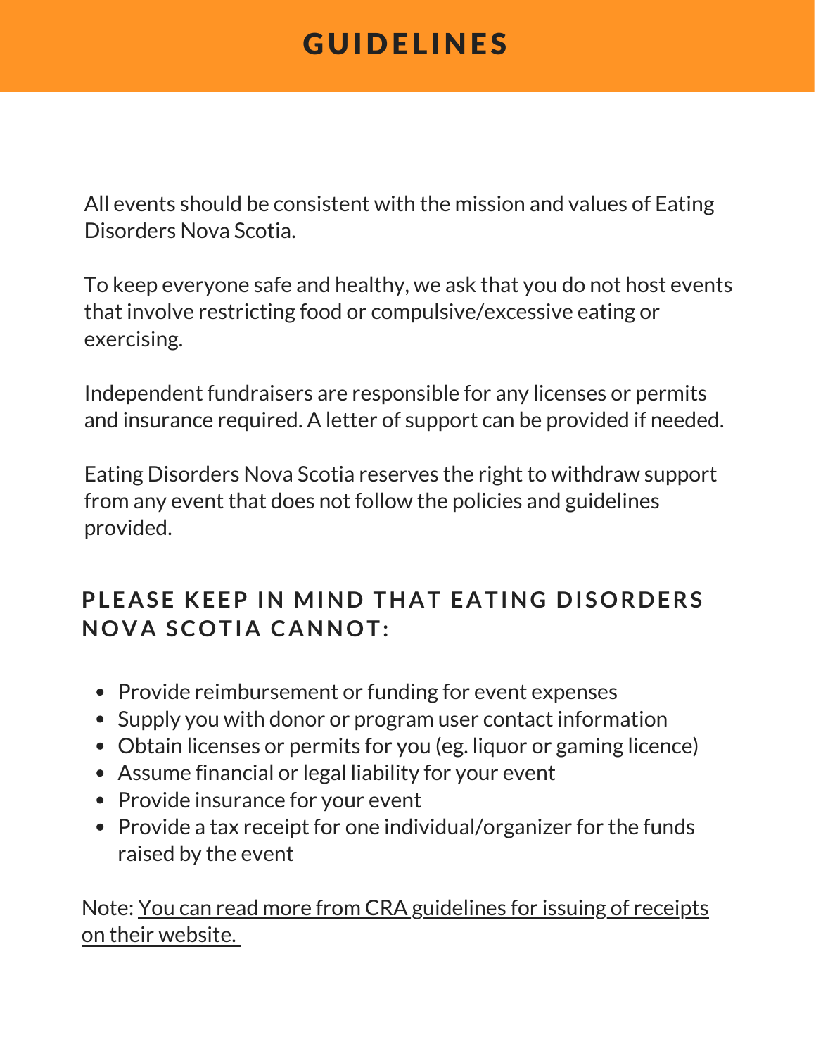# GUIDELINES

All events should be consistent with the mission and values of Eating Disorders Nova Scotia.

To keep everyone safe and healthy, we ask that you do not host events that involve restricting food or compulsive/excessive eating or exercising.

Independent fundraisers are responsible for any licenses or permits and insurance required. A letter of support can be provided if needed.

Eating Disorders Nova Scotia reserves the right to withdraw support from any event that does not follow the policies and guidelines provided.

## PLEASE KEEP IN MIND THAT EATING DISORDERS NOVA SCOTIA CANNOT:

- Provide reimbursement or funding for event expenses
- Supply you with donor or program user contact information
- Obtain licenses or permits for you (eg. liquor or gaming licence)
- Assume financial or legal liability for your event
- Provide insurance for your event
- Provide a tax receipt for one individual/organizer for the funds raised by the event

Note: You can read more from CRA guidelines for issuing of receipts on their website.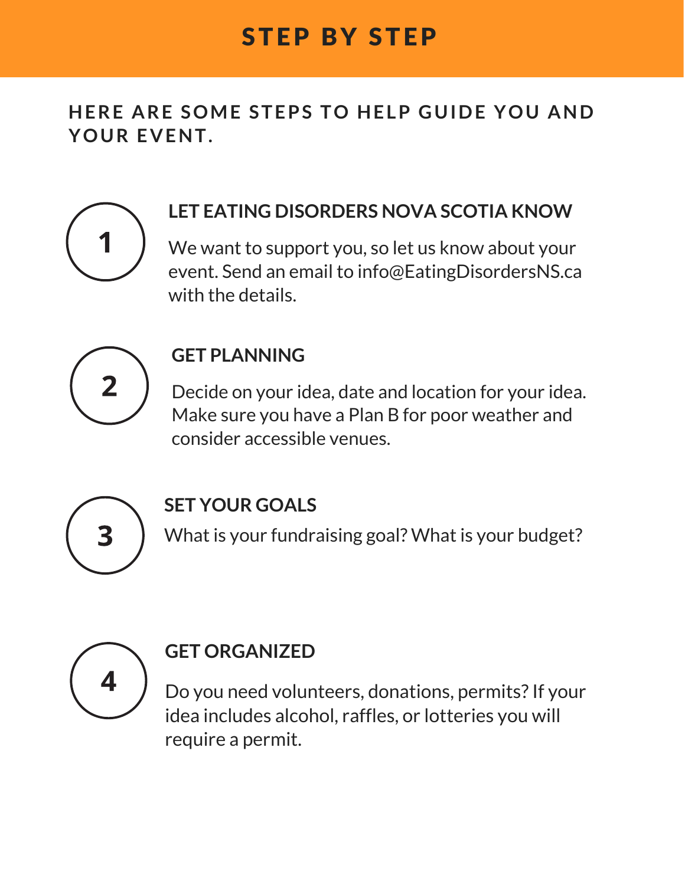# STEP BY STEP

## HERE ARE SOME STEPS TO HELP GUIDE YOU AND YOUR EVENT.

### 1. LET EATING DISORDERS NOVA SCOTIA KNOW

We want to support you, so let us know about your event. Send an email to info@EatingDisordersNS.ca with the details.

### 2. GET PLANNING

Decide on your idea, date and location for your idea. Make sure you have a Plan B for poor weather and consider accessible venues.

### 3. SET YOUR GOALS

What is your fundraising goal? What is your budget?

### 4. GET ORGANIZED

Do you need volunteers, donations, permits? If your idea includes alcohol, raffles, or lotteries you will require a permit.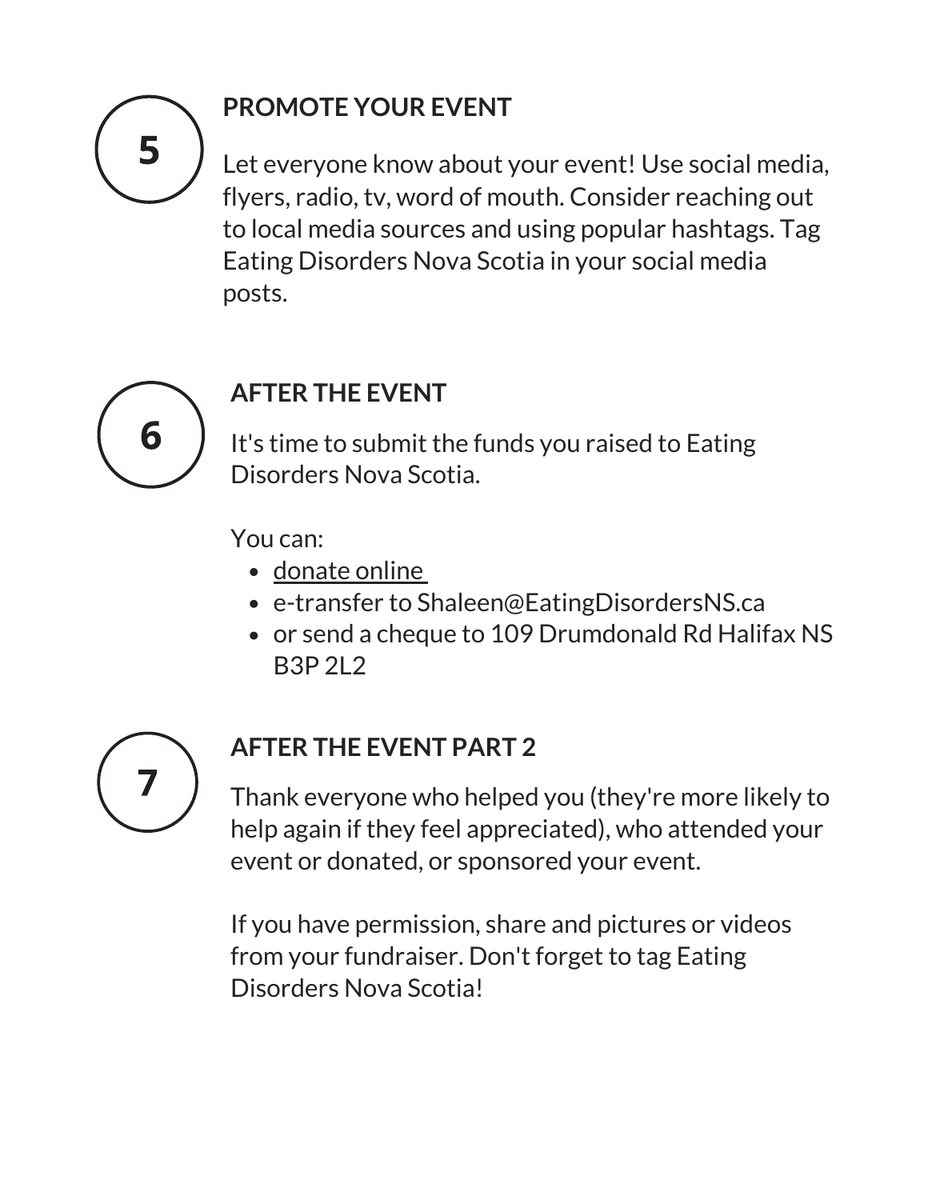## 5 PROMOTE YOUR EVENT

Let everyone know about your event! Use social media, flyers, radio, tv, word of mouth. Consider reaching out to local media sources and using popular hashtags. Tag Eating Disorders Nova Scotia in your social media posts.

## 6 AFTER THE EVENT

It's time to submit the funds you raised to Eating Disorders Nova Scotia.

You can:

- donate online
- e-transfer to Shaleen@EatingDisordersNS.ca
- or send a cheque to 109 Drumdonald Rd Halifax NS B3P 2L2

## 7 AFTER THE EVENT PART 2

Thank everyone who helped you (they're more likely to help again if they feel appreciated), who attended your event or donated, or sponsored your event.

If you have permission, share and pictures or videos from your fundraiser. Don't forget to tag Eating Disorders Nova Scotia!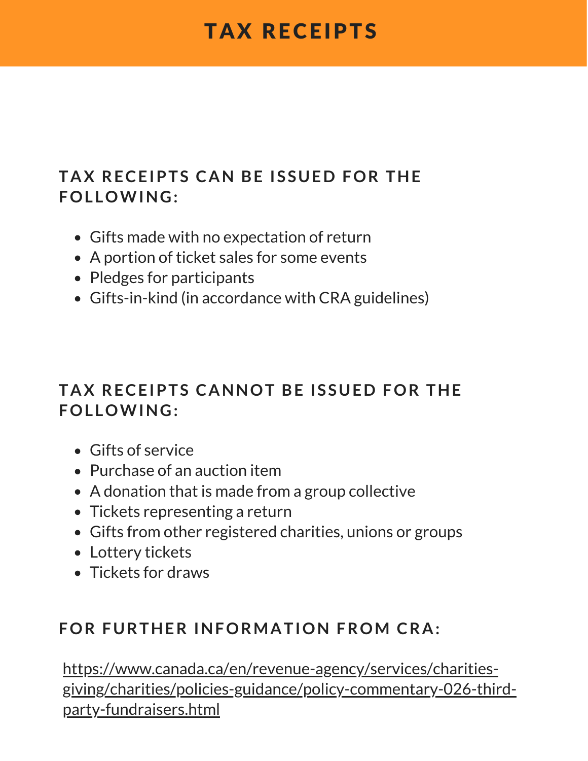# TAX RECEIPTS

## TAX RECEIPTS CAN BE ISSUED FOR THE FOLLOWING:

- Gifts made with no expectation of return
- A portion of ticket sales for some events
- Pledges for participants
- Gifts-in-kind (in accordance with CRA guidelines)

## TAX RECEIPTS CANNOT BE ISSUED FOR THE FOLLOWING:

- Gifts of service
- Purchase of an auction item
- A donation that is made from a group collective
- Tickets representing a return
- Gifts from other registered charities, unions or groups
- Lottery tickets
- Tickets for draws

## FOR FURTHER INFORMATION FROM CRA:

https://www.canada.ca/en/revenue-agency/services/charities-giving/charities/policies-guidance/policy-commentary-026-third-party-fundraisers.html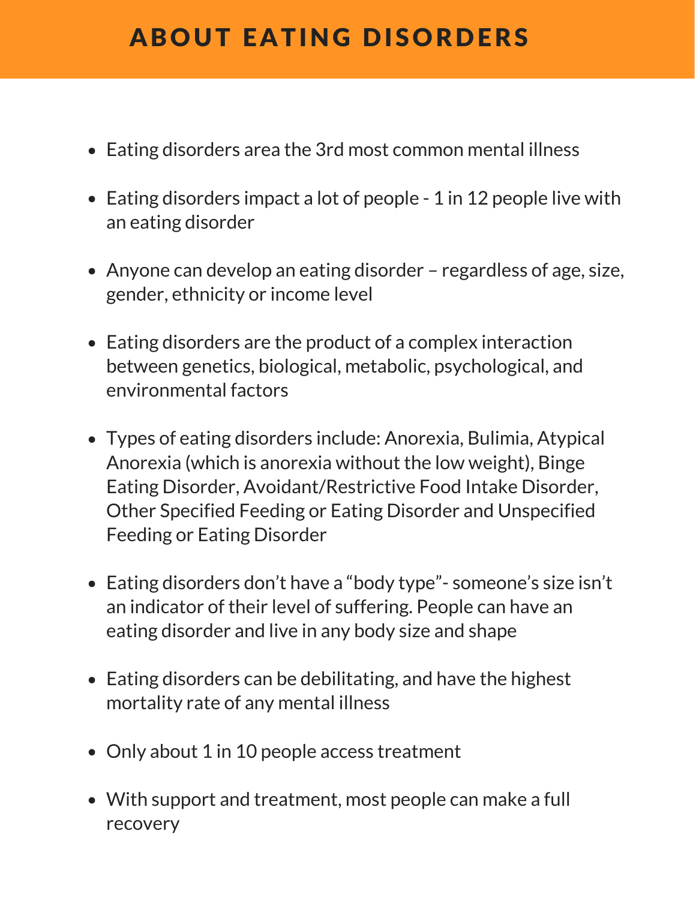# ABOUT EATING DISORDERS

- Eating disorders area the 3rd most common mental illness
- Eating disorders impact a lot of people - 1 in 12 people live with an eating disorder
- Anyone can develop an eating disorder – regardless of age, size, gender, ethnicity or income level
- Eating disorders are the product of a complex interaction between genetics, biological, metabolic, psychological, and environmental factors
- Types of eating disorders include: Anorexia, Bulimia, Atypical Anorexia (which is anorexia without the low weight), Binge Eating Disorder, Avoidant/Restrictive Food Intake Disorder, Other Specified Feeding or Eating Disorder and Unspecified Feeding or Eating Disorder
- Eating disorders don't have a "body type"- someone's size isn't an indicator of their level of suffering. People can have an eating disorder and live in any body size and shape
- Eating disorders can be debilitating, and have the highest mortality rate of any mental illness
- Only about 1 in 10 people access treatment
- With support and treatment, most people can make a full recovery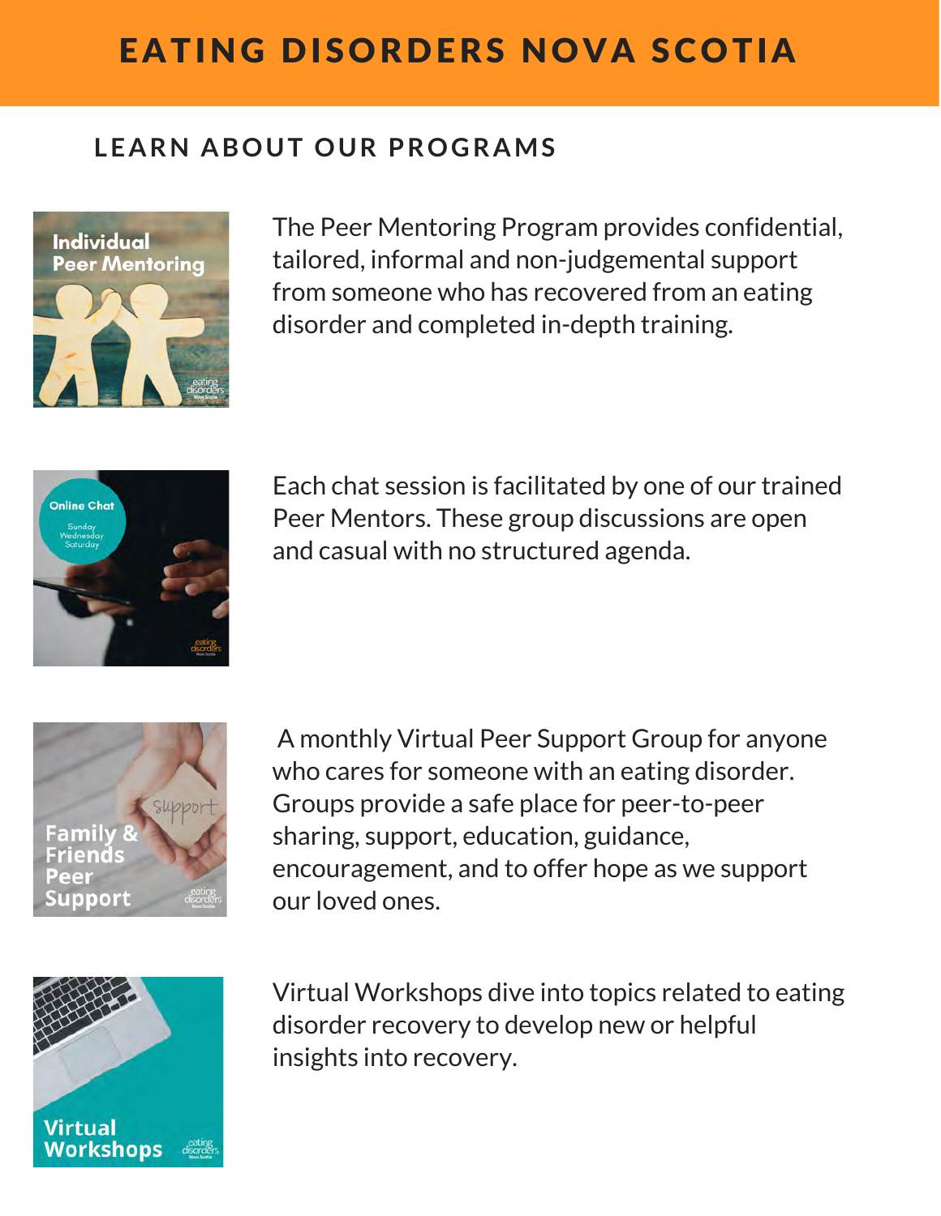# EATING DISORDERS NOVA SCOTIA

## LEARN ABOUT OUR PROGRAMS

**Individual Peer Mentoring**

The Peer Mentoring Program provides confidential, tailored, informal and non-judgemental support from someone who has recovered from an eating disorder and completed in-depth training.

**Online Chat**
Sunday
Wednesday
Saturday

Each chat session is facilitated by one of our trained Peer Mentors. These group discussions are open and casual with no structured agenda.

**Family & Friends Peer Support**

A monthly Virtual Peer Support Group for anyone who cares for someone with an eating disorder. Groups provide a safe place for peer-to-peer sharing, support, education, guidance, encouragement, and to offer hope as we support our loved ones.

**Virtual Workshops**

Virtual Workshops dive into topics related to eating disorder recovery to develop new or helpful insights into recovery.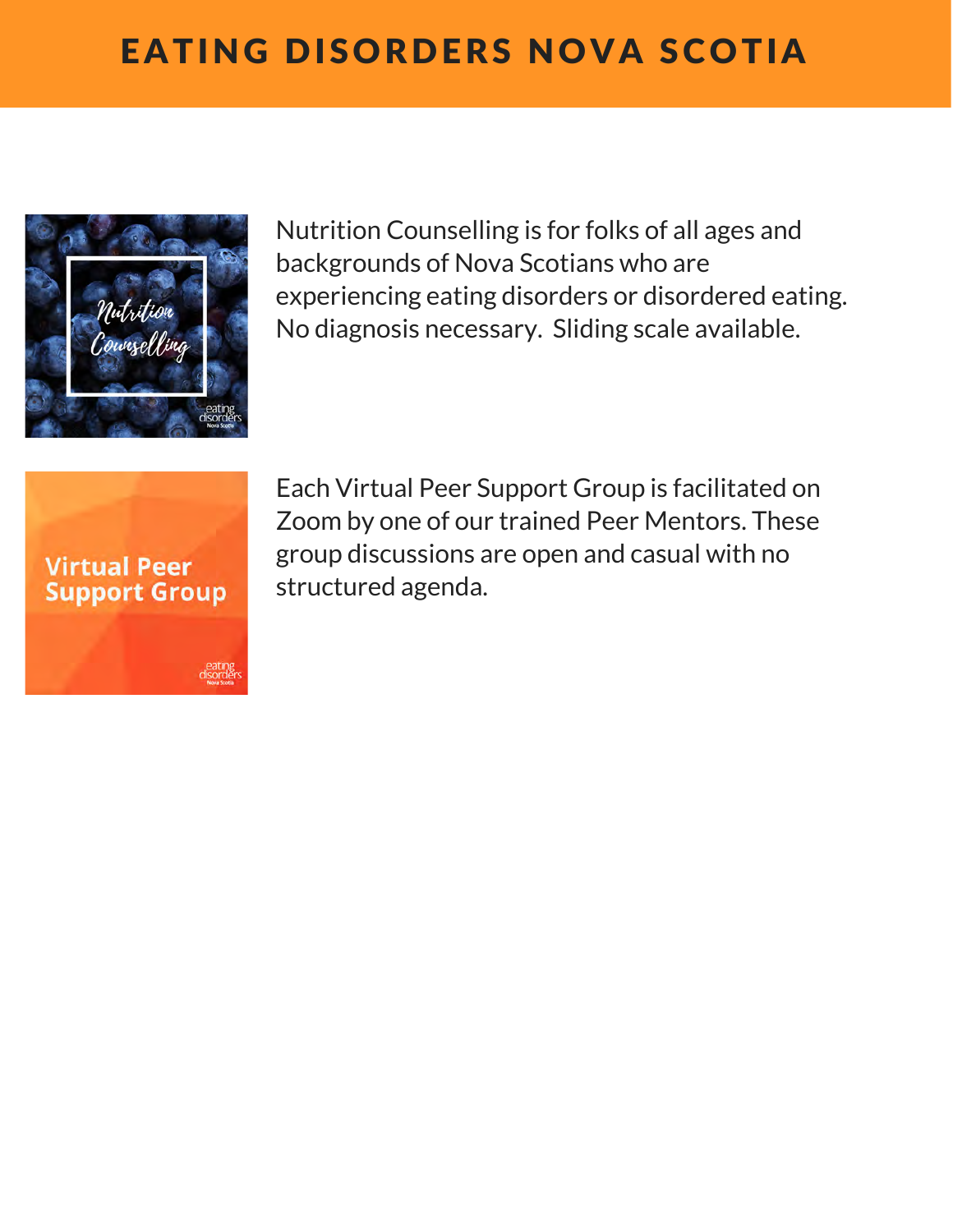# EATING DISORDERS NOVA SCOTIA

Nutrition Counselling is for folks of all ages and backgrounds of Nova Scotians who are experiencing eating disorders or disordered eating. No diagnosis necessary. Sliding scale available.

Each Virtual Peer Support Group is facilitated on Zoom by one of our trained Peer Mentors. These group discussions are open and casual with no structured agenda.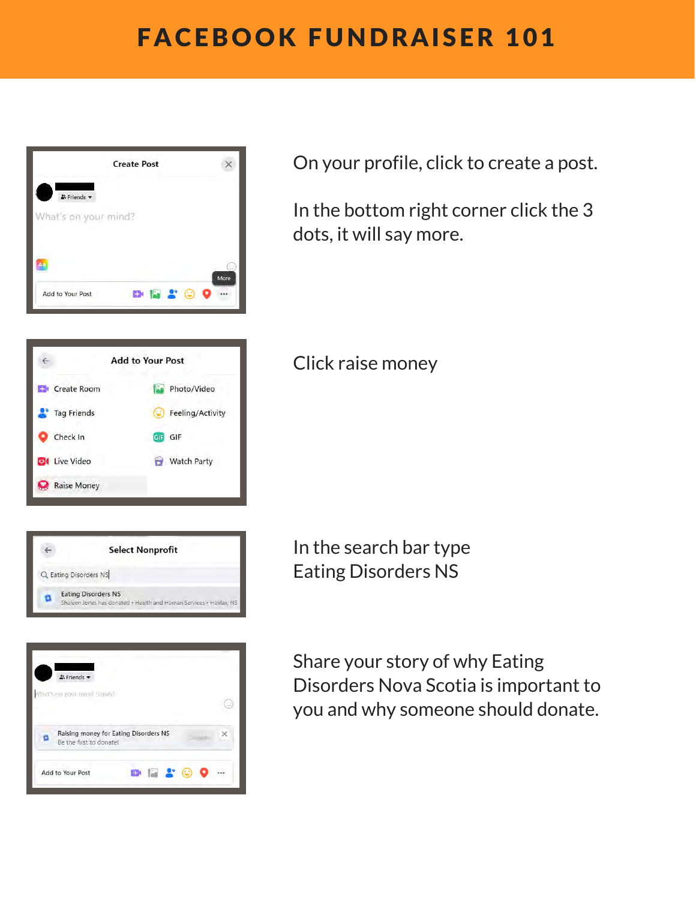# FACEBOOK FUNDRAISER 101

On your profile, click to create a post.

In the bottom right corner click the 3 dots, it will say more.

Click raise money

In the search bar type
Eating Disorders NS

Share your story of why Eating Disorders Nova Scotia is important to you and why someone should donate.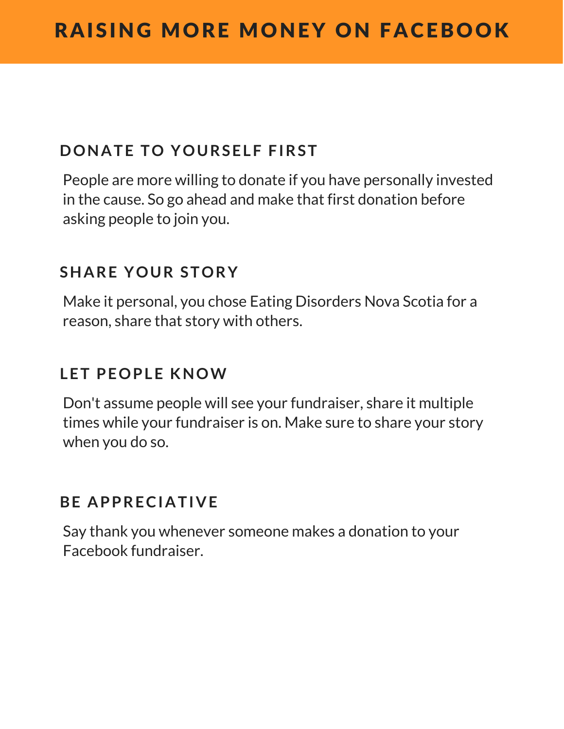# RAISING MORE MONEY ON FACEBOOK

## DONATE TO YOURSELF FIRST

People are more willing to donate if you have personally invested in the cause. So go ahead and make that first donation before asking people to join you.

## SHARE YOUR STORY

Make it personal, you chose Eating Disorders Nova Scotia for a reason, share that story with others.

## LET PEOPLE KNOW

Don't assume people will see your fundraiser, share it multiple times while your fundraiser is on. Make sure to share your story when you do so.

## BE APPRECIATIVE

Say thank you whenever someone makes a donation to your Facebook fundraiser.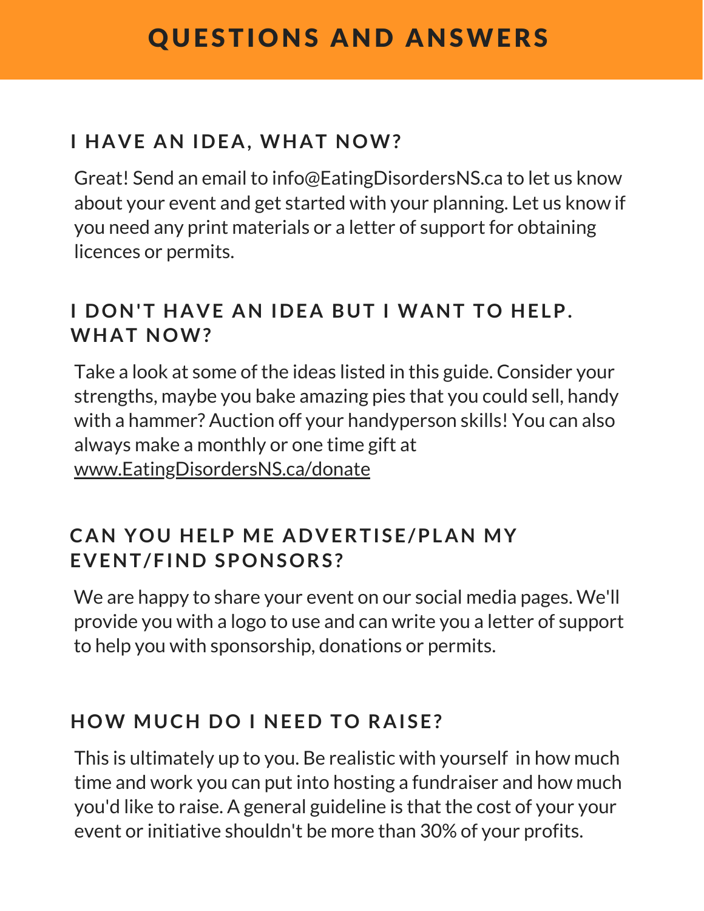# QUESTIONS AND ANSWERS

## I HAVE AN IDEA, WHAT NOW?

Great! Send an email to info@EatingDisordersNS.ca to let us know about your event and get started with your planning. Let us know if you need any print materials or a letter of support for obtaining licences or permits.

## I DON'T HAVE AN IDEA BUT I WANT TO HELP. WHAT NOW?

Take a look at some of the ideas listed in this guide. Consider your strengths, maybe you bake amazing pies that you could sell, handy with a hammer? Auction off your handyperson skills! You can also always make a monthly or one time gift at www.EatingDisordersNS.ca/donate

## CAN YOU HELP ME ADVERTISE/PLAN MY EVENT/FIND SPONSORS?

We are happy to share your event on our social media pages. We'll provide you with a logo to use and can write you a letter of support to help you with sponsorship, donations or permits.

## HOW MUCH DO I NEED TO RAISE?

This is ultimately up to you. Be realistic with yourself in how much time and work you can put into hosting a fundraiser and how much you'd like to raise. A general guideline is that the cost of your your event or initiative shouldn't be more than 30% of your profits.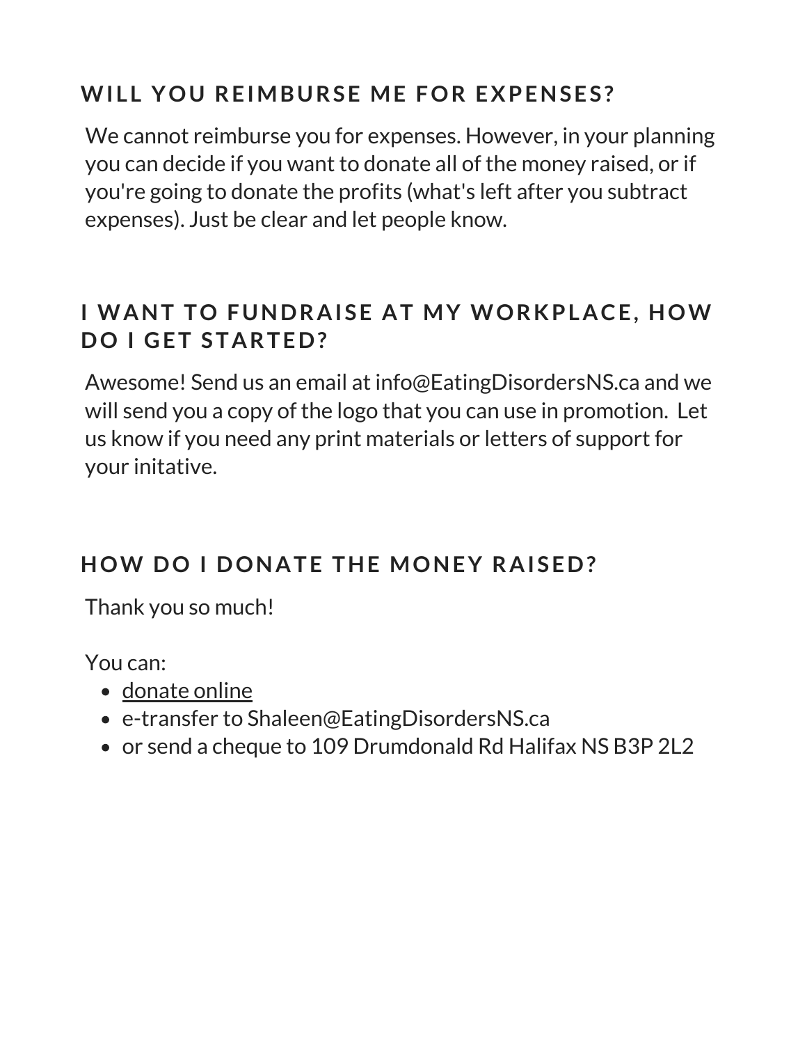## WILL YOU REIMBURSE ME FOR EXPENSES?

We cannot reimburse you for expenses. However, in your planning you can decide if you want to donate all of the money raised, or if you're going to donate the profits (what's left after you subtract expenses). Just be clear and let people know.

## I WANT TO FUNDRAISE AT MY WORKPLACE, HOW DO I GET STARTED?

Awesome! Send us an email at info@EatingDisordersNS.ca and we will send you a copy of the logo that you can use in promotion. Let us know if you need any print materials or letters of support for your initative.

## HOW DO I DONATE THE MONEY RAISED?

Thank you so much!

You can:

- donate online
- e-transfer to Shaleen@EatingDisordersNS.ca
- or send a cheque to 109 Drumdonald Rd Halifax NS B3P 2L2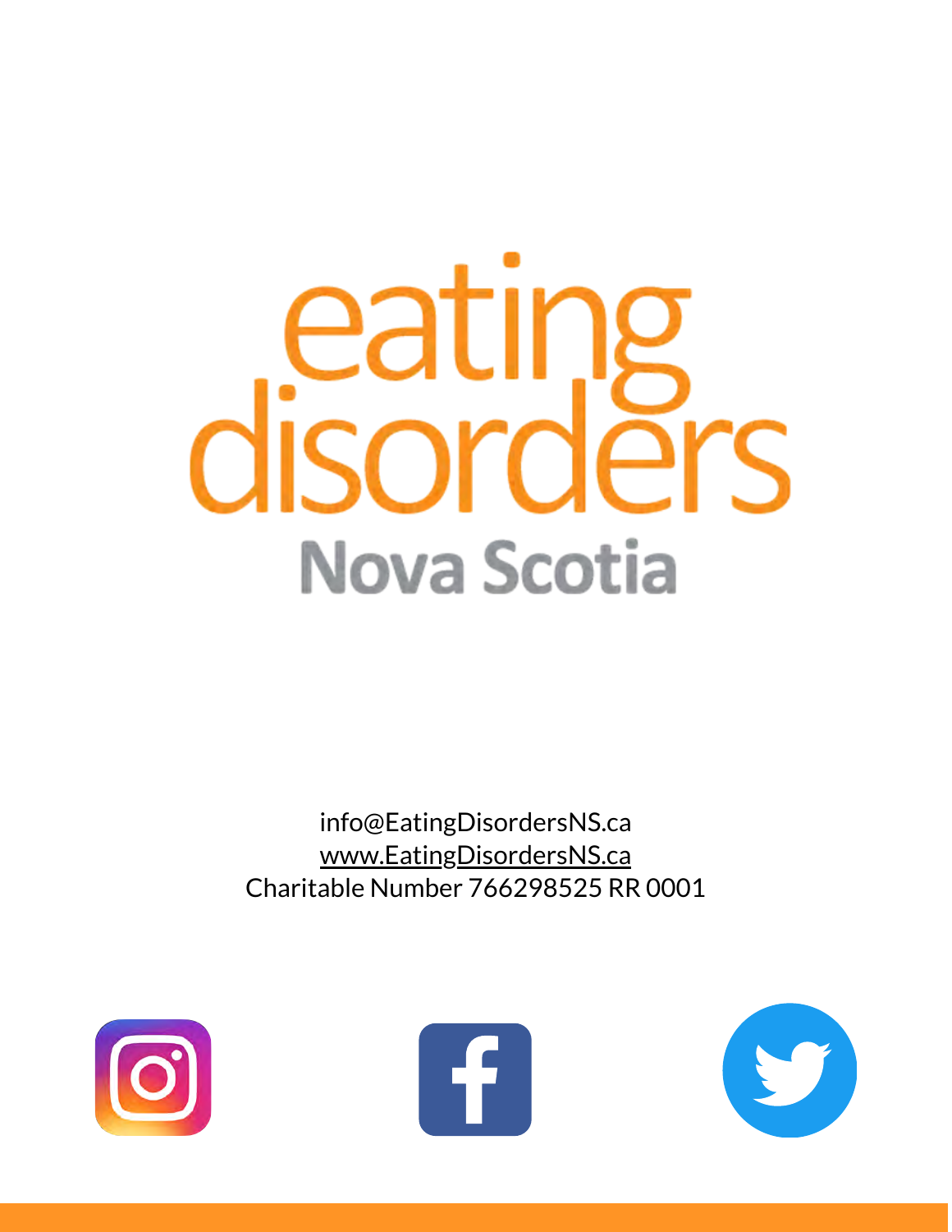eating disorders

Nova Scotia

info@EatingDisordersNS.ca
www.EatingDisordersNS.ca
Charitable Number 766298525 RR 0001